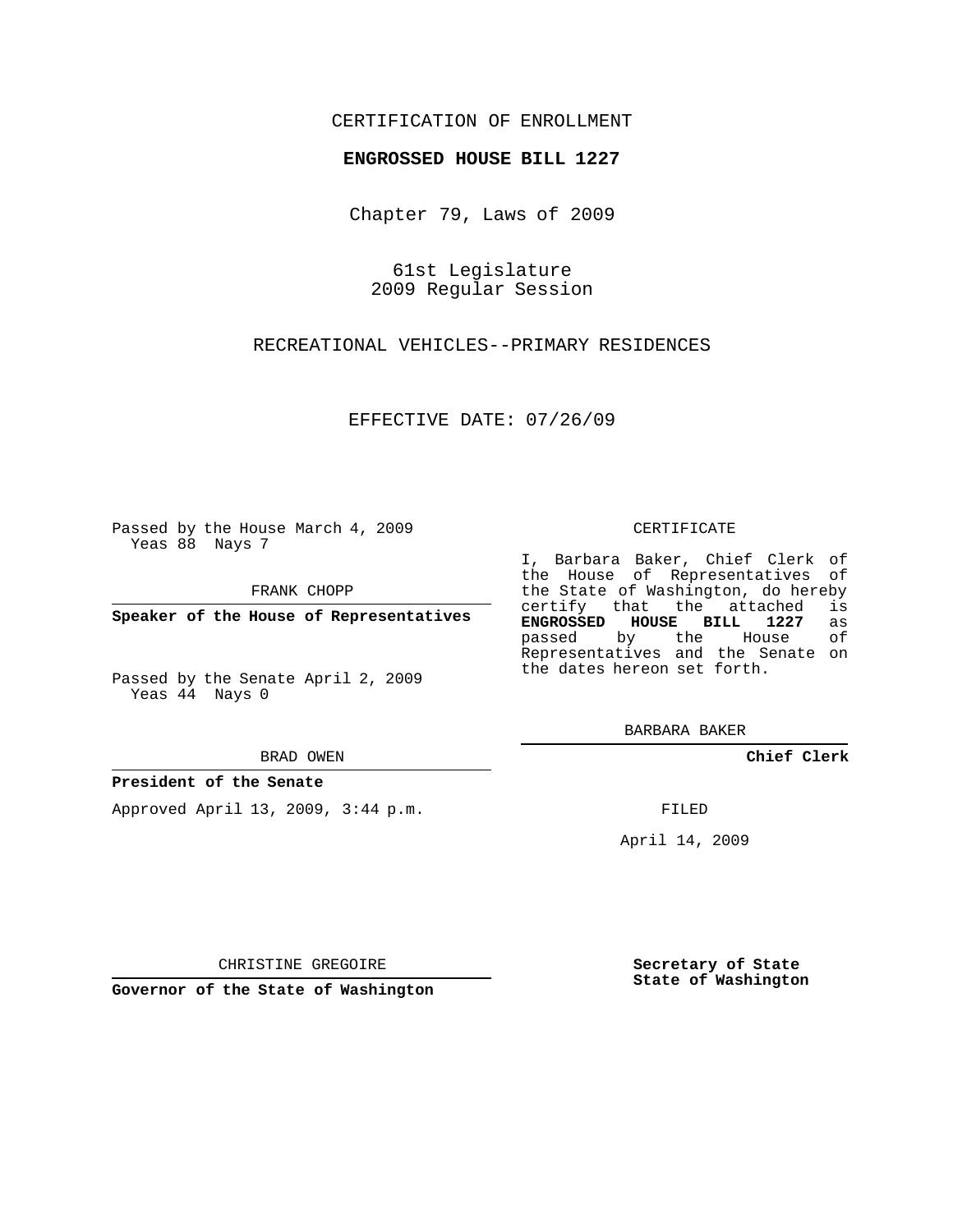CERTIFICATION OF ENROLLMENT

**ENGROSSED HOUSE BILL 1227**

Chapter 79, Laws of 2009

61st Legislature
2009 Regular Session

RECREATIONAL VEHICLES--PRIMARY RESIDENCES

EFFECTIVE DATE: 07/26/09

Passed by the House March 4, 2009
Yeas 88 Nays 7

FRANK CHOPP

**Speaker of the House of Representatives**

Passed by the Senate April 2, 2009
Yeas 44 Nays 0

BRAD OWEN

**President of the Senate**

Approved April 13, 2009, 3:44 p.m.

CHRISTINE GREGOIRE

**Governor of the State of Washington**

CERTIFICATE

I, Barbara Baker, Chief Clerk of the House of Representatives of the State of Washington, do hereby certify that the attached is **ENGROSSED HOUSE BILL 1227** as passed by the House of Representatives and the Senate on the dates hereon set forth.

BARBARA BAKER

**Chief Clerk**

FILED

April 14, 2009

**Secretary of State**
**State of Washington**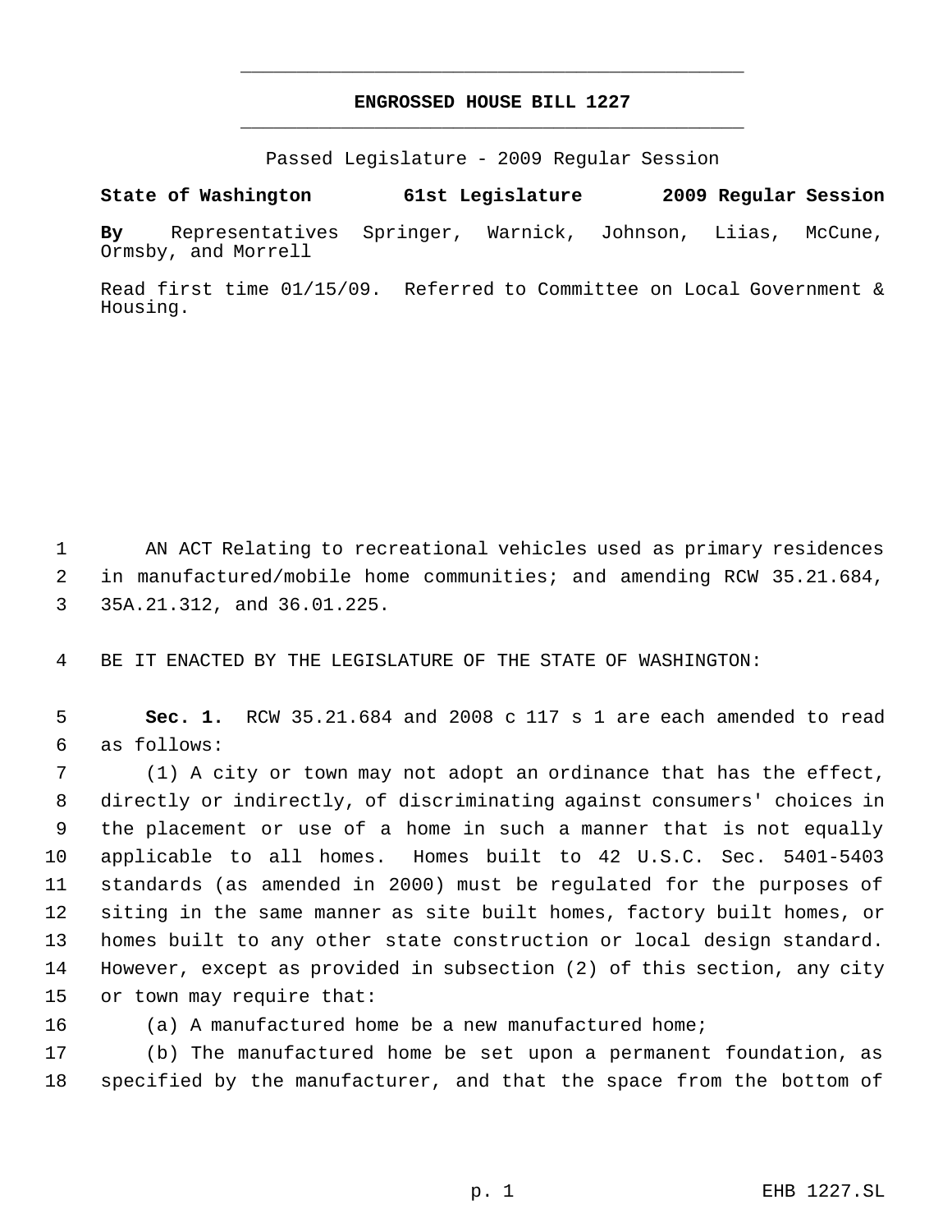# ENGROSSED HOUSE BILL 1227

Passed Legislature - 2009 Regular Session

**State of Washington 61st Legislature 2009 Regular Session**

**By** Representatives Springer, Warnick, Johnson, Liias, McCune, Ormsby, and Morrell

Read first time 01/15/09. Referred to Committee on Local Government & Housing.

AN ACT Relating to recreational vehicles used as primary residences in manufactured/mobile home communities; and amending RCW 35.21.684, 35A.21.312, and 36.01.225.

BE IT ENACTED BY THE LEGISLATURE OF THE STATE OF WASHINGTON:

**Sec. 1.** RCW 35.21.684 and 2008 c 117 s 1 are each amended to read as follows:

(1) A city or town may not adopt an ordinance that has the effect, directly or indirectly, of discriminating against consumers' choices in the placement or use of a home in such a manner that is not equally applicable to all homes. Homes built to 42 U.S.C. Sec. 5401-5403 standards (as amended in 2000) must be regulated for the purposes of siting in the same manner as site built homes, factory built homes, or homes built to any other state construction or local design standard. However, except as provided in subsection (2) of this section, any city or town may require that:

(a) A manufactured home be a new manufactured home;

(b) The manufactured home be set upon a permanent foundation, as specified by the manufacturer, and that the space from the bottom of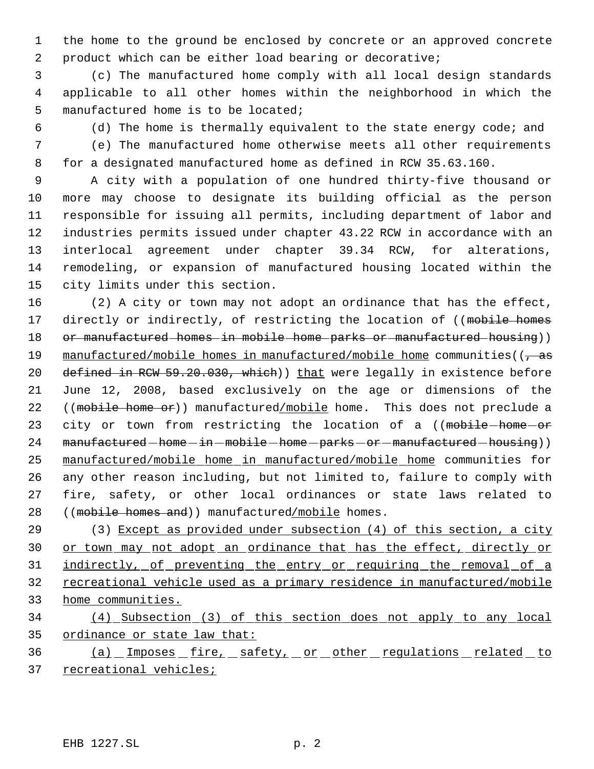the home to the ground be enclosed by concrete or an approved concrete product which can be either load bearing or decorative;

(c) The manufactured home comply with all local design standards applicable to all other homes within the neighborhood in which the manufactured home is to be located;

(d) The home is thermally equivalent to the state energy code; and

(e) The manufactured home otherwise meets all other requirements for a designated manufactured home as defined in RCW 35.63.160.

A city with a population of one hundred thirty-five thousand or more may choose to designate its building official as the person responsible for issuing all permits, including department of labor and industries permits issued under chapter 43.22 RCW in accordance with an interlocal agreement under chapter 39.34 RCW, for alterations, remodeling, or expansion of manufactured housing located within the city limits under this section.

(2) A city or town may not adopt an ordinance that has the effect, directly or indirectly, of restricting the location of ((~~mobile homes or manufactured homes in mobile home parks or manufactured housing~~)) <u>manufactured/mobile homes in manufactured/mobile home</u> communities((~~, as defined in RCW 59.20.030, which~~)) <u>that</u> were legally in existence before June 12, 2008, based exclusively on the age or dimensions of the ((~~mobile home or~~)) manufactured<u>/mobile</u> home. This does not preclude a city or town from restricting the location of a ((~~mobile home or manufactured home in mobile home parks or manufactured housing~~)) <u>manufactured/mobile home in manufactured/mobile home</u> communities for any other reason including, but not limited to, failure to comply with fire, safety, or other local ordinances or state laws related to ((~~mobile homes and~~)) manufactured<u>/mobile</u> homes.

(3) <u>Except as provided under subsection (4) of this section, a city or town may not adopt an ordinance that has the effect, directly or indirectly, of preventing the entry or requiring the removal of a recreational vehicle used as a primary residence in manufactured/mobile home communities.</u>

<u>(4) Subsection (3) of this section does not apply to any local ordinance or state law that:</u>

<u>(a) Imposes fire, safety, or other regulations related to recreational vehicles;</u>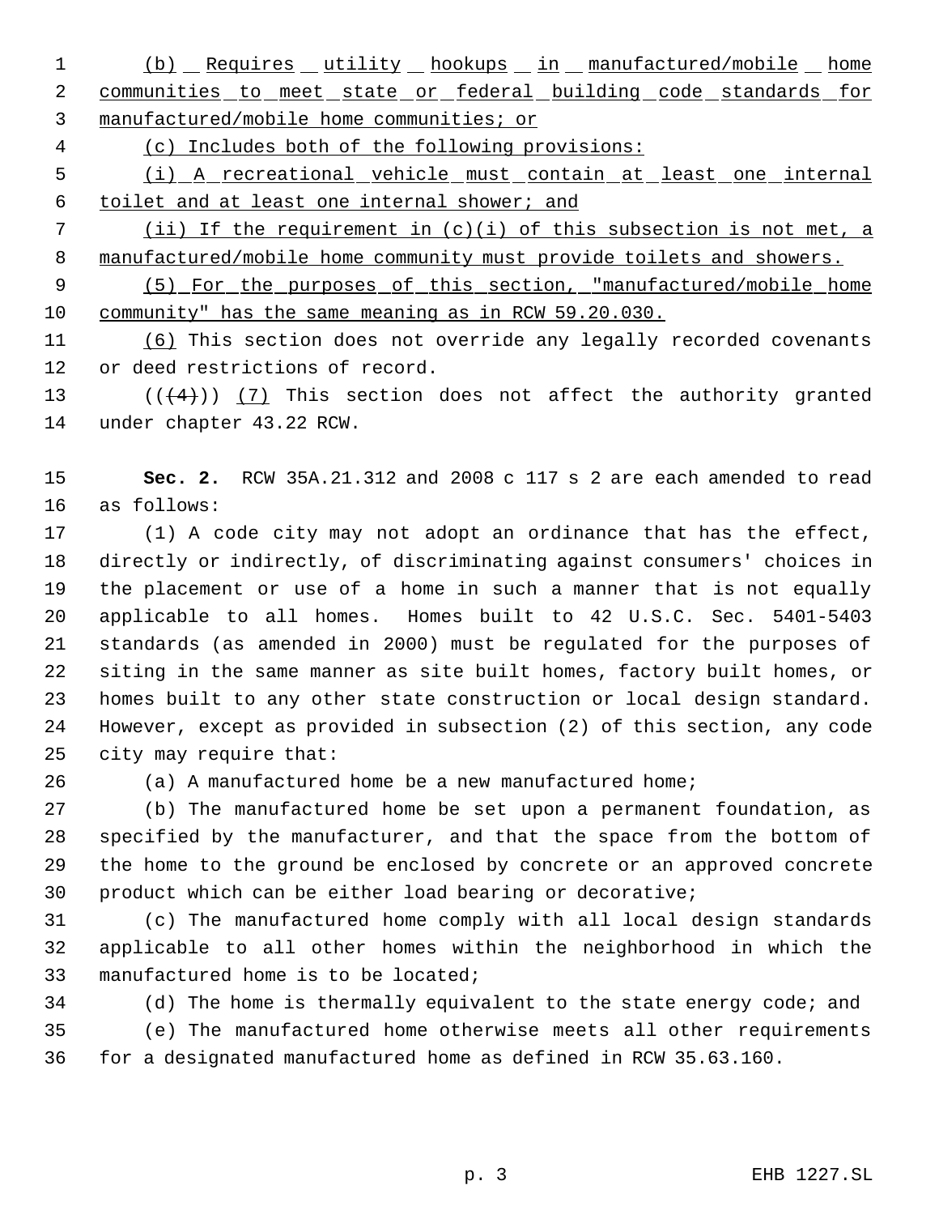(b) Requires utility hookups in manufactured/mobile home communities to meet state or federal building code standards for manufactured/mobile home communities; or

(c) Includes both of the following provisions:

(i) A recreational vehicle must contain at least one internal toilet and at least one internal shower; and

(ii) If the requirement in (c)(i) of this subsection is not met, a manufactured/mobile home community must provide toilets and showers.

(5) For the purposes of this section, "manufactured/mobile home community" has the same meaning as in RCW 59.20.030.

(6) This section does not override any legally recorded covenants or deed restrictions of record.

((~~(4)~~)) (7) This section does not affect the authority granted under chapter 43.22 RCW.

**Sec. 2.** RCW 35A.21.312 and 2008 c 117 s 2 are each amended to read as follows:

(1) A code city may not adopt an ordinance that has the effect, directly or indirectly, of discriminating against consumers' choices in the placement or use of a home in such a manner that is not equally applicable to all homes. Homes built to 42 U.S.C. Sec. 5401-5403 standards (as amended in 2000) must be regulated for the purposes of siting in the same manner as site built homes, factory built homes, or homes built to any other state construction or local design standard. However, except as provided in subsection (2) of this section, any code city may require that:

(a) A manufactured home be a new manufactured home;

(b) The manufactured home be set upon a permanent foundation, as specified by the manufacturer, and that the space from the bottom of the home to the ground be enclosed by concrete or an approved concrete product which can be either load bearing or decorative;

(c) The manufactured home comply with all local design standards applicable to all other homes within the neighborhood in which the manufactured home is to be located;

(d) The home is thermally equivalent to the state energy code; and

(e) The manufactured home otherwise meets all other requirements for a designated manufactured home as defined in RCW 35.63.160.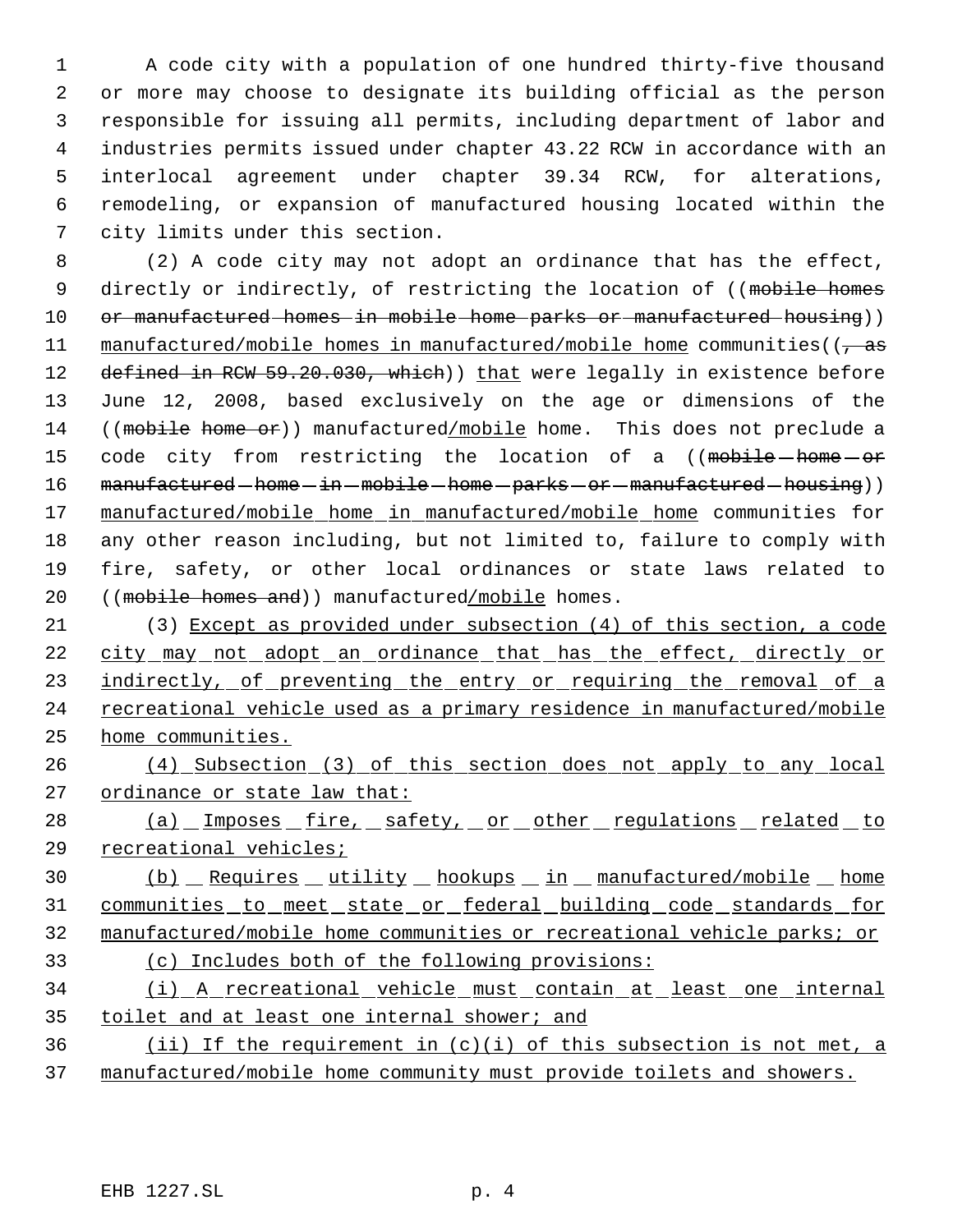A code city with a population of one hundred thirty-five thousand or more may choose to designate its building official as the person responsible for issuing all permits, including department of labor and industries permits issued under chapter 43.22 RCW in accordance with an interlocal agreement under chapter 39.34 RCW, for alterations, remodeling, or expansion of manufactured housing located within the city limits under this section.

(2) A code city may not adopt an ordinance that has the effect, directly or indirectly, of restricting the location of ((~~mobile homes or manufactured homes in mobile home parks or manufactured housing~~)) <u>manufactured/mobile homes in manufactured/mobile home</u> communities((~~, as defined in RCW 59.20.030, which~~)) <u>that</u> were legally in existence before June 12, 2008, based exclusively on the age or dimensions of the ((~~mobile home or~~)) manufactured<u>/mobile</u> home. This does not preclude a code city from restricting the location of a ((~~mobile home or manufactured home in mobile home parks or manufactured housing~~)) <u>manufactured/mobile home in manufactured/mobile home</u> communities for any other reason including, but not limited to, failure to comply with fire, safety, or other local ordinances or state laws related to ((~~mobile homes and~~)) manufactured<u>/mobile</u> homes.

(3) <u>Except as provided under subsection (4) of this section, a code city may not adopt an ordinance that has the effect, directly or indirectly, of preventing the entry or requiring the removal of a recreational vehicle used as a primary residence in manufactured/mobile home communities.</u>

<u>(4) Subsection (3) of this section does not apply to any local ordinance or state law that:</u>

<u>(a) Imposes fire, safety, or other regulations related to recreational vehicles;</u>

<u>(b) Requires utility hookups in manufactured/mobile home communities to meet state or federal building code standards for manufactured/mobile home communities or recreational vehicle parks; or</u>

<u>(c) Includes both of the following provisions:</u>

<u>(i) A recreational vehicle must contain at least one internal toilet and at least one internal shower; and</u>

<u>(ii) If the requirement in (c)(i) of this subsection is not met, a manufactured/mobile home community must provide toilets and showers.</u>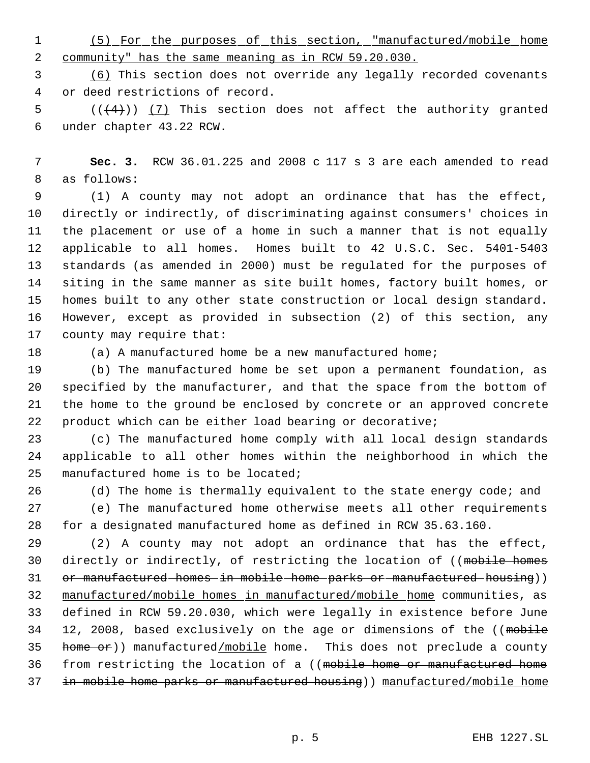(5) For the purposes of this section, "manufactured/mobile home community" has the same meaning as in RCW 59.20.030.

(6) This section does not override any legally recorded covenants or deed restrictions of record.

((~~(4)~~)) (7) This section does not affect the authority granted under chapter 43.22 RCW.

**Sec. 3.** RCW 36.01.225 and 2008 c 117 s 3 are each amended to read as follows:

(1) A county may not adopt an ordinance that has the effect, directly or indirectly, of discriminating against consumers' choices in the placement or use of a home in such a manner that is not equally applicable to all homes. Homes built to 42 U.S.C. Sec. 5401-5403 standards (as amended in 2000) must be regulated for the purposes of siting in the same manner as site built homes, factory built homes, or homes built to any other state construction or local design standard. However, except as provided in subsection (2) of this section, any county may require that:

(a) A manufactured home be a new manufactured home;

(b) The manufactured home be set upon a permanent foundation, as specified by the manufacturer, and that the space from the bottom of the home to the ground be enclosed by concrete or an approved concrete product which can be either load bearing or decorative;

(c) The manufactured home comply with all local design standards applicable to all other homes within the neighborhood in which the manufactured home is to be located;

(d) The home is thermally equivalent to the state energy code; and

(e) The manufactured home otherwise meets all other requirements for a designated manufactured home as defined in RCW 35.63.160.

(2) A county may not adopt an ordinance that has the effect, directly or indirectly, of restricting the location of ((~~mobile homes or manufactured homes in mobile home parks or manufactured housing~~)) manufactured/mobile homes in manufactured/mobile home communities, as defined in RCW 59.20.030, which were legally in existence before June 12, 2008, based exclusively on the age or dimensions of the ((~~mobile home or~~)) manufactured/mobile home. This does not preclude a county from restricting the location of a ((~~mobile home or manufactured home in mobile home parks or manufactured housing~~)) manufactured/mobile home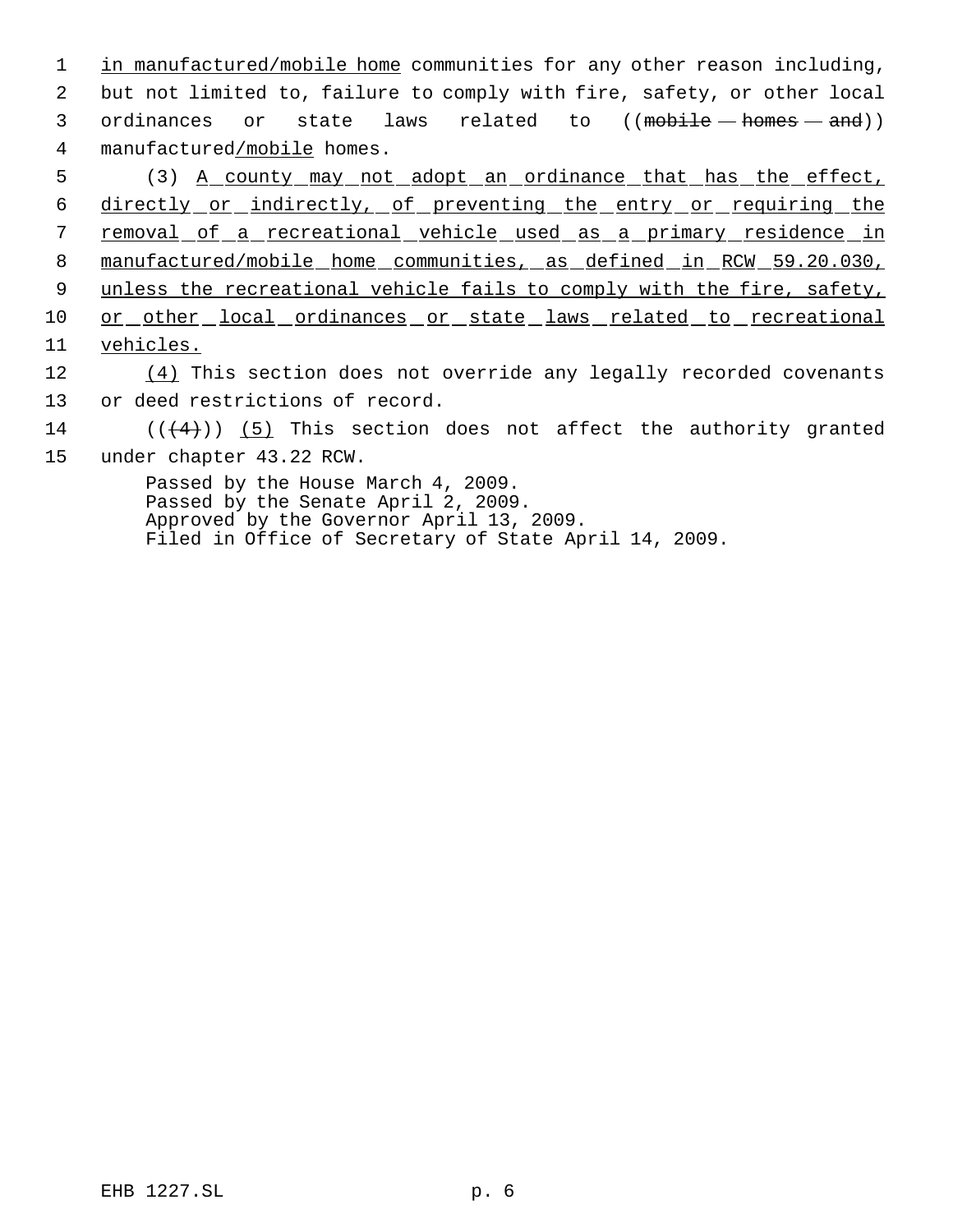in manufactured/mobile home communities for any other reason including, but not limited to, failure to comply with fire, safety, or other local ordinances or state laws related to ((~~mobile homes and~~)) manufactured/mobile homes.

(3) A county may not adopt an ordinance that has the effect, directly or indirectly, of preventing the entry or requiring the removal of a recreational vehicle used as a primary residence in manufactured/mobile home communities, as defined in RCW 59.20.030, unless the recreational vehicle fails to comply with the fire, safety, or other local ordinances or state laws related to recreational vehicles.

(4) This section does not override any legally recorded covenants or deed restrictions of record.

((~~(4)~~)) (5) This section does not affect the authority granted under chapter 43.22 RCW.

Passed by the House March 4, 2009.
Passed by the Senate April 2, 2009.
Approved by the Governor April 13, 2009.
Filed in Office of Secretary of State April 14, 2009.